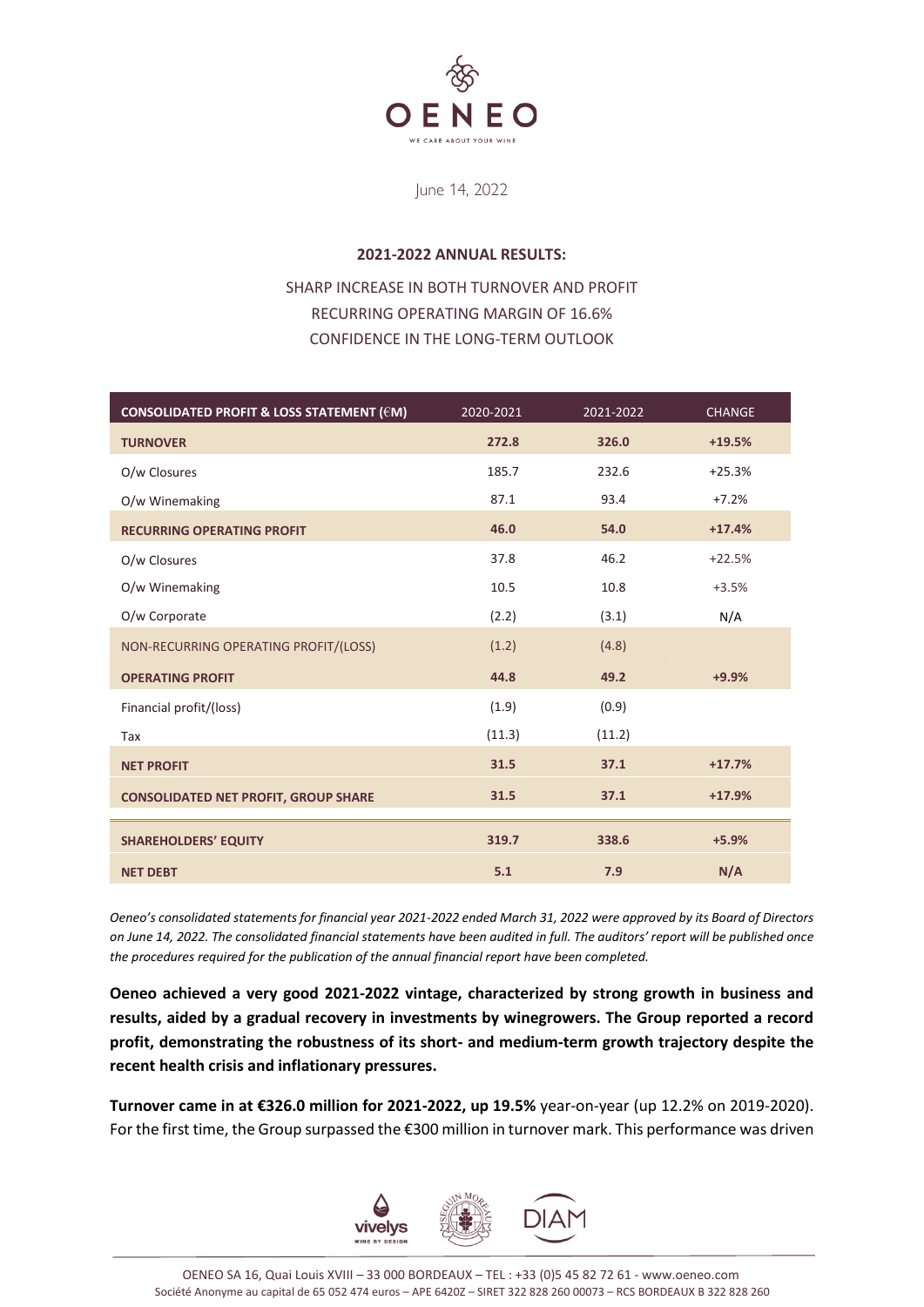June 14, 2022

## 2021-2022 ANNUAL RESULTS:

SHARP INCREASE IN BOTH TURNOVER AND PROFIT
RECURRING OPERATING MARGIN OF 16.6%
CONFIDENCE IN THE LONG-TERM OUTLOOK

| CONSOLIDATED PROFIT & LOSS STATEMENT (€M) | 2020-2021 | 2021-2022 | CHANGE |
|---|---|---|---|
| **TURNOVER** | **272.8** | **326.0** | **+19.5%** |
| O/w Closures | 185.7 | 232.6 | +25.3% |
| O/w Winemaking | 87.1 | 93.4 | +7.2% |
| **RECURRING OPERATING PROFIT** | **46.0** | **54.0** | **+17.4%** |
| O/w Closures | 37.8 | 46.2 | +22.5% |
| O/w Winemaking | 10.5 | 10.8 | +3.5% |
| O/w Corporate | (2.2) | (3.1) | N/A |
| NON-RECURRING OPERATING PROFIT/(LOSS) | (1.2) | (4.8) | |
| **OPERATING PROFIT** | **44.8** | **49.2** | **+9.9%** |
| Financial profit/(loss) | (1.9) | (0.9) | |
| Tax | (11.3) | (11.2) | |
| **NET PROFIT** | **31.5** | **37.1** | **+17.7%** |
| **CONSOLIDATED NET PROFIT, GROUP SHARE** | **31.5** | **37.1** | **+17.9%** |
| **SHAREHOLDERS' EQUITY** | **319.7** | **338.6** | **+5.9%** |
| **NET DEBT** | **5.1** | **7.9** | **N/A** |

*Oeneo's consolidated statements for financial year 2021-2022 ended March 31, 2022 were approved by its Board of Directors on June 14, 2022. The consolidated financial statements have been audited in full. The auditors' report will be published once the procedures required for the publication of the annual financial report have been completed.*

**Oeneo achieved a very good 2021-2022 vintage, characterized by strong growth in business and results, aided by a gradual recovery in investments by winegrowers. The Group reported a record profit, demonstrating the robustness of its short- and medium-term growth trajectory despite the recent health crisis and inflationary pressures.**

**Turnover came in at €326.0 million for 2021-2022, up 19.5%** year-on-year (up 12.2% on 2019-2020). For the first time, the Group surpassed the €300 million in turnover mark. This performance was driven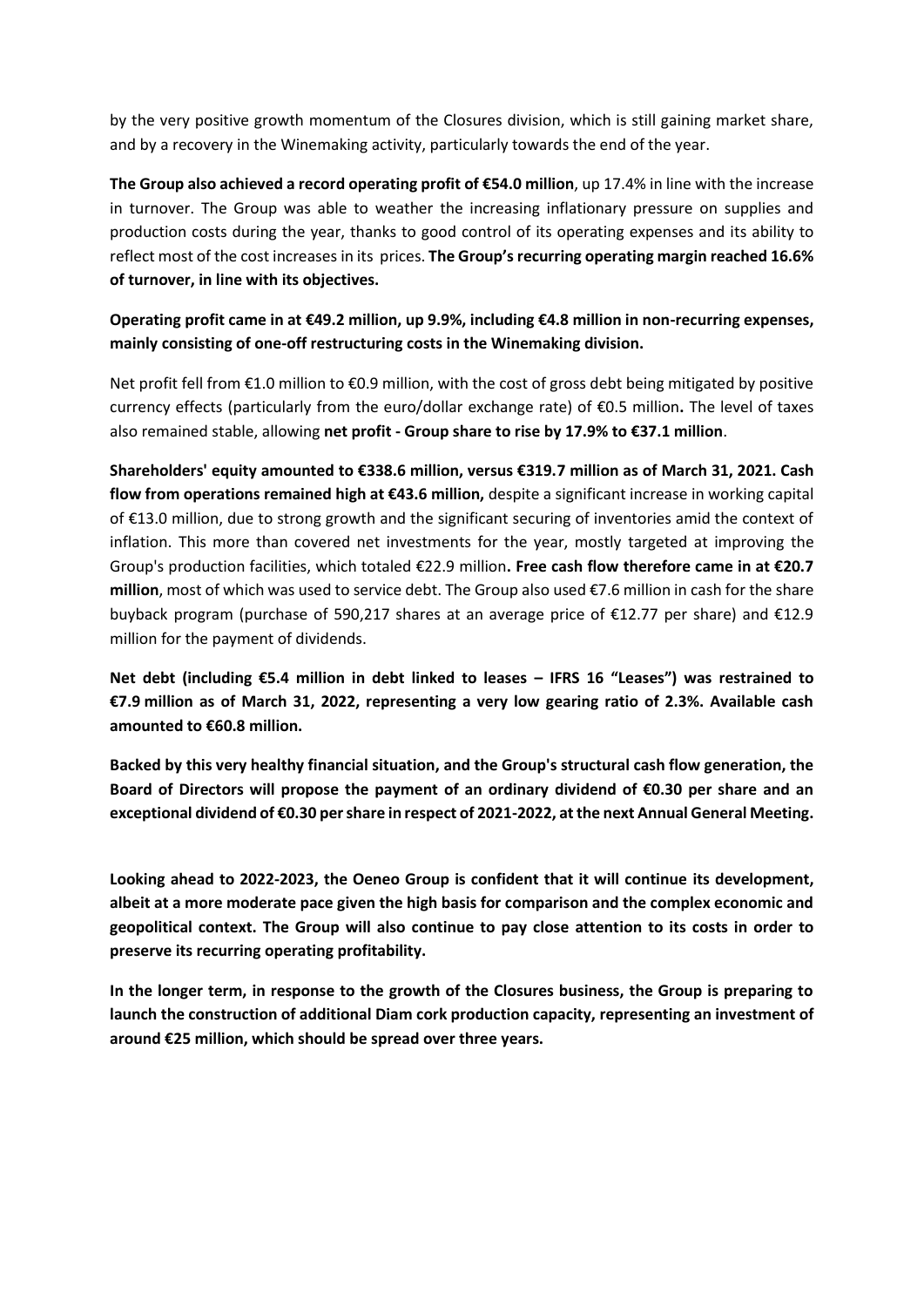by the very positive growth momentum of the Closures division, which is still gaining market share, and by a recovery in the Winemaking activity, particularly towards the end of the year.

**The Group also achieved a record operating profit of €54.0 million**, up 17.4% in line with the increase in turnover. The Group was able to weather the increasing inflationary pressure on supplies and production costs during the year, thanks to good control of its operating expenses and its ability to reflect most of the cost increases in its prices. **The Group's recurring operating margin reached 16.6% of turnover, in line with its objectives.**

**Operating profit came in at €49.2 million, up 9.9%, including €4.8 million in non-recurring expenses, mainly consisting of one-off restructuring costs in the Winemaking division.**

Net profit fell from €1.0 million to €0.9 million, with the cost of gross debt being mitigated by positive currency effects (particularly from the euro/dollar exchange rate) of €0.5 million**.** The level of taxes also remained stable, allowing **net profit - Group share to rise by 17.9% to €37.1 million**.

**Shareholders' equity amounted to €338.6 million, versus €319.7 million as of March 31, 2021. Cash flow from operations remained high at €43.6 million,** despite a significant increase in working capital of €13.0 million, due to strong growth and the significant securing of inventories amid the context of inflation. This more than covered net investments for the year, mostly targeted at improving the Group's production facilities, which totaled €22.9 million**. Free cash flow therefore came in at €20.7 million**, most of which was used to service debt. The Group also used €7.6 million in cash for the share buyback program (purchase of 590,217 shares at an average price of €12.77 per share) and €12.9 million for the payment of dividends.

**Net debt (including €5.4 million in debt linked to leases – IFRS 16 "Leases") was restrained to €7.9 million as of March 31, 2022, representing a very low gearing ratio of 2.3%. Available cash amounted to €60.8 million.**

**Backed by this very healthy financial situation, and the Group's structural cash flow generation, the Board of Directors will propose the payment of an ordinary dividend of €0.30 per share and an exceptional dividend of €0.30 per share in respect of 2021-2022, at the next Annual General Meeting.**

**Looking ahead to 2022-2023, the Oeneo Group is confident that it will continue its development, albeit at a more moderate pace given the high basis for comparison and the complex economic and geopolitical context. The Group will also continue to pay close attention to its costs in order to preserve its recurring operating profitability.**

**In the longer term, in response to the growth of the Closures business, the Group is preparing to launch the construction of additional Diam cork production capacity, representing an investment of around €25 million, which should be spread over three years.**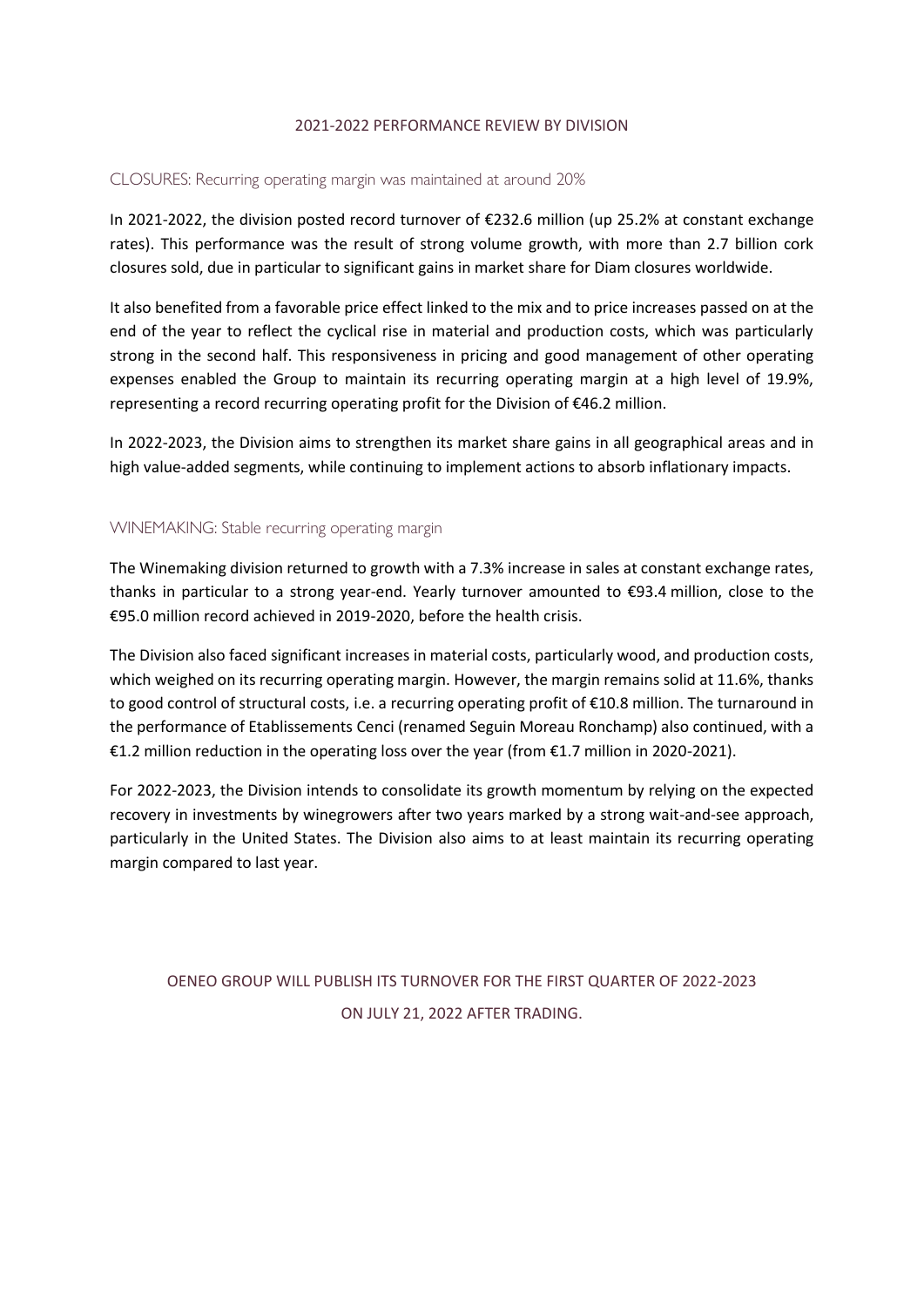## 2021-2022 PERFORMANCE REVIEW BY DIVISION

### CLOSURES: Recurring operating margin was maintained at around 20%

In 2021-2022, the division posted record turnover of €232.6 million (up 25.2% at constant exchange rates). This performance was the result of strong volume growth, with more than 2.7 billion cork closures sold, due in particular to significant gains in market share for Diam closures worldwide.

It also benefited from a favorable price effect linked to the mix and to price increases passed on at the end of the year to reflect the cyclical rise in material and production costs, which was particularly strong in the second half. This responsiveness in pricing and good management of other operating expenses enabled the Group to maintain its recurring operating margin at a high level of 19.9%, representing a record recurring operating profit for the Division of €46.2 million.

In 2022-2023, the Division aims to strengthen its market share gains in all geographical areas and in high value-added segments, while continuing to implement actions to absorb inflationary impacts.

### WINEMAKING: Stable recurring operating margin

The Winemaking division returned to growth with a 7.3% increase in sales at constant exchange rates, thanks in particular to a strong year-end. Yearly turnover amounted to €93.4 million, close to the €95.0 million record achieved in 2019-2020, before the health crisis.

The Division also faced significant increases in material costs, particularly wood, and production costs, which weighed on its recurring operating margin. However, the margin remains solid at 11.6%, thanks to good control of structural costs, i.e. a recurring operating profit of €10.8 million. The turnaround in the performance of Etablissements Cenci (renamed Seguin Moreau Ronchamp) also continued, with a €1.2 million reduction in the operating loss over the year (from €1.7 million in 2020-2021).

For 2022-2023, the Division intends to consolidate its growth momentum by relying on the expected recovery in investments by winegrowers after two years marked by a strong wait-and-see approach, particularly in the United States. The Division also aims to at least maintain its recurring operating margin compared to last year.

OENEO GROUP WILL PUBLISH ITS TURNOVER FOR THE FIRST QUARTER OF 2022-2023 ON JULY 21, 2022 AFTER TRADING.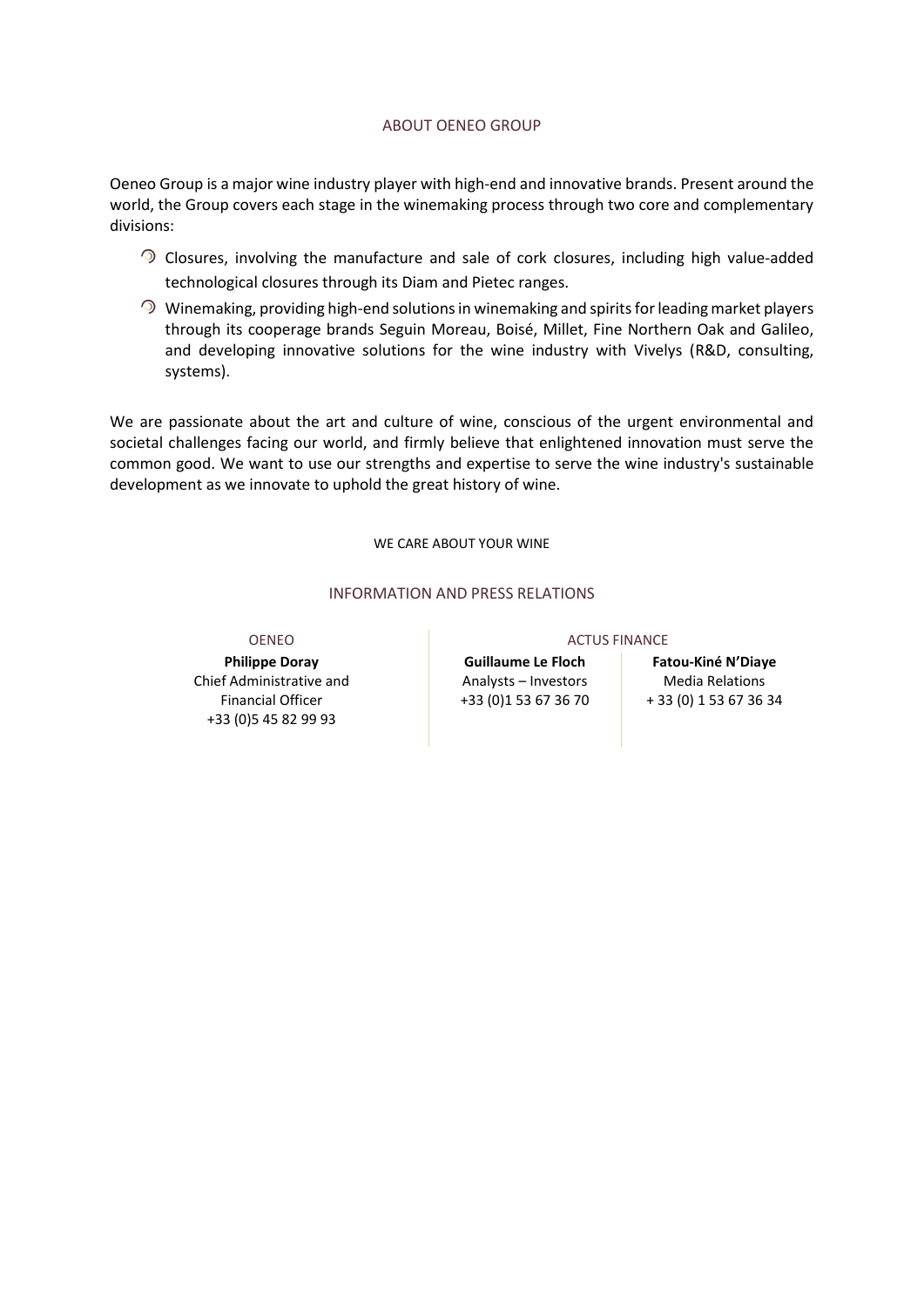## ABOUT OENEO GROUP

Oeneo Group is a major wine industry player with high-end and innovative brands. Present around the world, the Group covers each stage in the winemaking process through two core and complementary divisions:

- Closures, involving the manufacture and sale of cork closures, including high value-added technological closures through its Diam and Pietec ranges.
- Winemaking, providing high-end solutions in winemaking and spirits for leading market players through its cooperage brands Seguin Moreau, Boisé, Millet, Fine Northern Oak and Galileo, and developing innovative solutions for the wine industry with Vivelys (R&D, consulting, systems).

We are passionate about the art and culture of wine, conscious of the urgent environmental and societal challenges facing our world, and firmly believe that enlightened innovation must serve the common good. We want to use our strengths and expertise to serve the wine industry's sustainable development as we innovate to uphold the great history of wine.

WE CARE ABOUT YOUR WINE

## INFORMATION AND PRESS RELATIONS

| OENEO | ACTUS FINANCE | |
|---|---|---|
| **Philippe Doray** | **Guillaume Le Floch** | **Fatou-Kiné N'Diaye** |
| Chief Administrative and Financial Officer | Analysts – Investors | Media Relations |
| +33 (0)5 45 82 99 93 | +33 (0)1 53 67 36 70 | + 33 (0) 1 53 67 36 34 |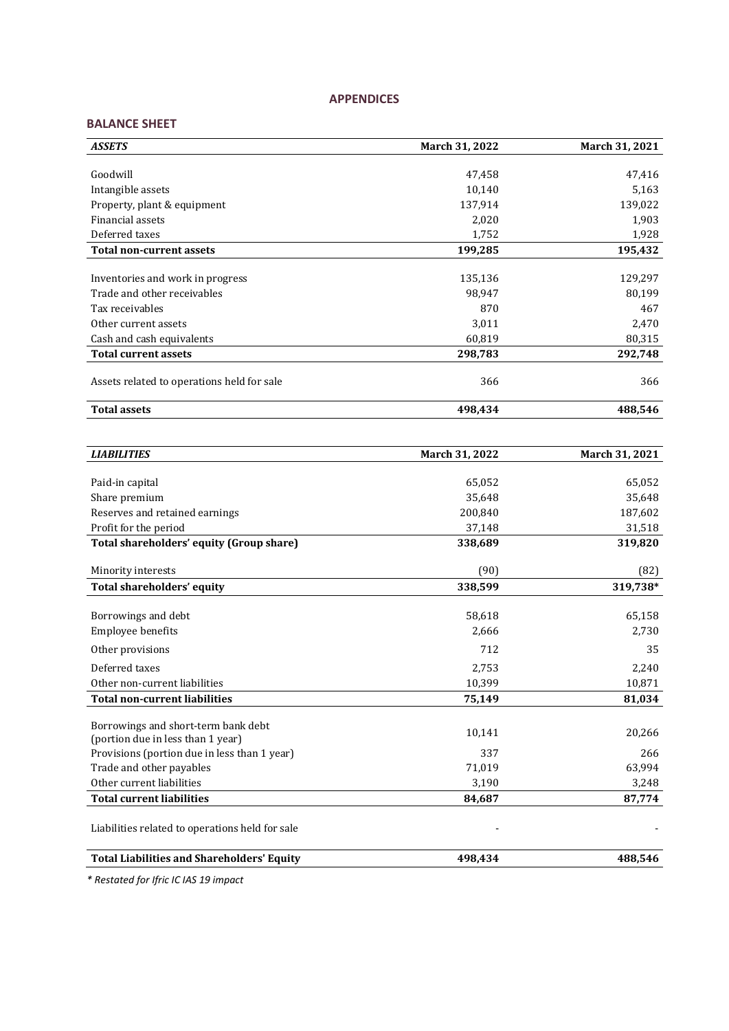# APPENDICES

## BALANCE SHEET

| *ASSETS* | March 31, 2022 | March 31, 2021 |
|---|---|---|
| Goodwill | 47,458 | 47,416 |
| Intangible assets | 10,140 | 5,163 |
| Property, plant & equipment | 137,914 | 139,022 |
| Financial assets | 2,020 | 1,903 |
| Deferred taxes | 1,752 | 1,928 |
| **Total non-current assets** | **199,285** | **195,432** |
| Inventories and work in progress | 135,136 | 129,297 |
| Trade and other receivables | 98,947 | 80,199 |
| Tax receivables | 870 | 467 |
| Other current assets | 3,011 | 2,470 |
| Cash and cash equivalents | 60,819 | 80,315 |
| **Total current assets** | **298,783** | **292,748** |
| Assets related to operations held for sale | 366 | 366 |
| **Total assets** | **498,434** | **488,546** |

| *LIABILITIES* | March 31, 2022 | March 31, 2021 |
|---|---|---|
| Paid-in capital | 65,052 | 65,052 |
| Share premium | 35,648 | 35,648 |
| Reserves and retained earnings | 200,840 | 187,602 |
| Profit for the period | 37,148 | 31,518 |
| **Total shareholders' equity (Group share)** | **338,689** | **319,820** |
| Minority interests | (90) | (82) |
| **Total shareholders' equity** | **338,599** | **319,738*** |
| Borrowings and debt | 58,618 | 65,158 |
| Employee benefits | 2,666 | 2,730 |
| Other provisions | 712 | 35 |
| Deferred taxes | 2,753 | 2,240 |
| Other non-current liabilities | 10,399 | 10,871 |
| **Total non-current liabilities** | **75,149** | **81,034** |
| Borrowings and short-term bank debt (portion due in less than 1 year) | 10,141 | 20,266 |
| Provisions (portion due in less than 1 year) | 337 | 266 |
| Trade and other payables | 71,019 | 63,994 |
| Other current liabilities | 3,190 | 3,248 |
| **Total current liabilities** | **84,687** | **87,774** |
| Liabilities related to operations held for sale | - | - |
| **Total Liabilities and Shareholders' Equity** | **498,434** | **488,546** |

*\* Restated for Ifric IC IAS 19 impact*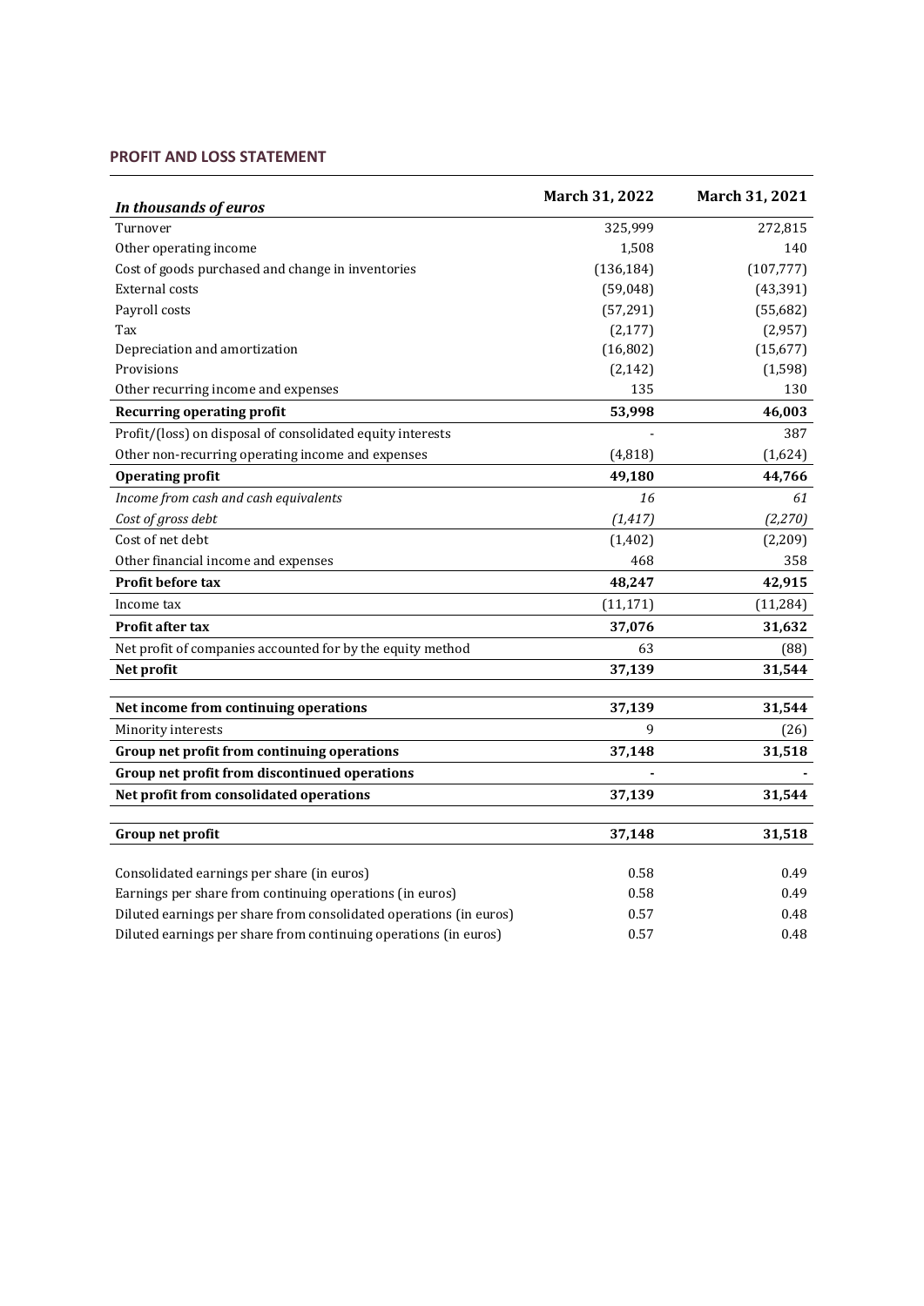## PROFIT AND LOSS STATEMENT

| *In thousands of euros* | March 31, 2022 | March 31, 2021 |
|---|---|---|
| Turnover | 325,999 | 272,815 |
| Other operating income | 1,508 | 140 |
| Cost of goods purchased and change in inventories | (136,184) | (107,777) |
| External costs | (59,048) | (43,391) |
| Payroll costs | (57,291) | (55,682) |
| Tax | (2,177) | (2,957) |
| Depreciation and amortization | (16,802) | (15,677) |
| Provisions | (2,142) | (1,598) |
| Other recurring income and expenses | 135 | 130 |
| **Recurring operating profit** | **53,998** | **46,003** |
| Profit/(loss) on disposal of consolidated equity interests | - | 387 |
| Other non-recurring operating income and expenses | (4,818) | (1,624) |
| **Operating profit** | **49,180** | **44,766** |
| *Income from cash and cash equivalents* | *16* | *61* |
| *Cost of gross debt* | *(1,417)* | *(2,270)* |
| Cost of net debt | (1,402) | (2,209) |
| Other financial income and expenses | 468 | 358 |
| **Profit before tax** | **48,247** | **42,915** |
| Income tax | (11,171) | (11,284) |
| **Profit after tax** | **37,076** | **31,632** |
| Net profit of companies accounted for by the equity method | 63 | (88) |
| **Net profit** | **37,139** | **31,544** |
| | | |
| **Net income from continuing operations** | **37,139** | **31,544** |
| Minority interests | 9 | (26) |
| **Group net profit from continuing operations** | **37,148** | **31,518** |
| **Group net profit from discontinued operations** | **-** | **-** |
| **Net profit from consolidated operations** | **37,139** | **31,544** |
| | | |
| **Group net profit** | **37,148** | **31,518** |
| | | |
| Consolidated earnings per share (in euros) | 0.58 | 0.49 |
| Earnings per share from continuing operations (in euros) | 0.58 | 0.49 |
| Diluted earnings per share from consolidated operations (in euros) | 0.57 | 0.48 |
| Diluted earnings per share from continuing operations (in euros) | 0.57 | 0.48 |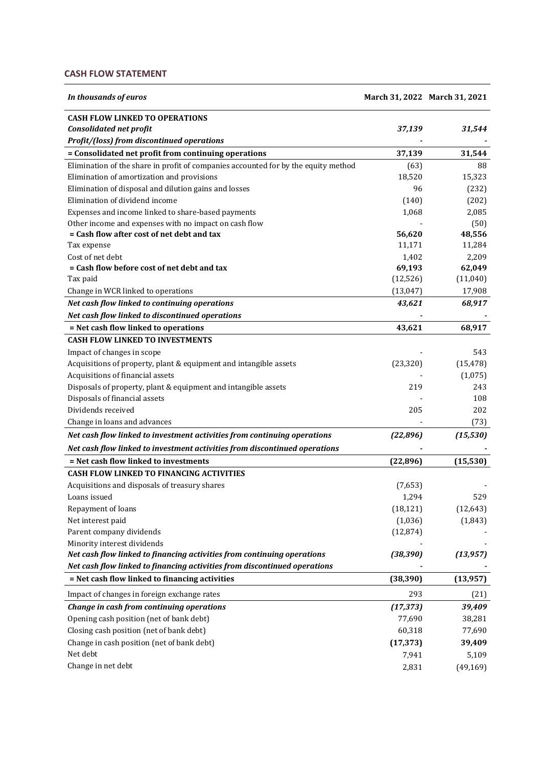## CASH FLOW STATEMENT

| *In thousands of euros* | March 31, 2022 | March 31, 2021 |
|---|---|---|
| **CASH FLOW LINKED TO OPERATIONS** | | |
| ***Consolidated net profit*** | ***37,139*** | ***31,544*** |
| ***Profit/(loss) from discontinued operations*** | **-** | **-** |
| **= Consolidated net profit from continuing operations** | **37,139** | **31,544** |
| Elimination of the share in profit of companies accounted for by the equity method | (63) | 88 |
| Elimination of amortization and provisions | 18,520 | 15,323 |
| Elimination of disposal and dilution gains and losses | 96 | (232) |
| Elimination of dividend income | (140) | (202) |
| Expenses and income linked to share-based payments | 1,068 | 2,085 |
| Other income and expenses with no impact on cash flow | - | (50) |
| **= Cash flow after cost of net debt and tax** | **56,620** | **48,556** |
| Tax expense | 11,171 | 11,284 |
| Cost of net debt | 1,402 | 2,209 |
| **= Cash flow before cost of net debt and tax** | **69,193** | **62,049** |
| Tax paid | (12,526) | (11,040) |
| Change in WCR linked to operations | (13,047) | 17,908 |
| ***Net cash flow linked to continuing operations*** | ***43,621*** | ***68,917*** |
| ***Net cash flow linked to discontinued operations*** | **-** | **-** |
| **= Net cash flow linked to operations** | **43,621** | **68,917** |
| **CASH FLOW LINKED TO INVESTMENTS** | | |
| Impact of changes in scope | - | 543 |
| Acquisitions of property, plant & equipment and intangible assets | (23,320) | (15,478) |
| Acquisitions of financial assets | - | (1,075) |
| Disposals of property, plant & equipment and intangible assets | 219 | 243 |
| Disposals of financial assets | - | 108 |
| Dividends received | 205 | 202 |
| Change in loans and advances | - | (73) |
| ***Net cash flow linked to investment activities from continuing operations*** | ***(22,896)*** | ***(15,530)*** |
| ***Net cash flow linked to investment activities from discontinued operations*** | **-** | **-** |
| **= Net cash flow linked to investments** | **(22,896)** | **(15,530)** |
| **CASH FLOW LINKED TO FINANCING ACTIVITIES** | | |
| Acquisitions and disposals of treasury shares | (7,653) | - |
| Loans issued | 1,294 | 529 |
| Repayment of loans | (18,121) | (12,643) |
| Net interest paid | (1,036) | (1,843) |
| Parent company dividends | (12,874) | - |
| Minority interest dividends | - | - |
| ***Net cash flow linked to financing activities from continuing operations*** | ***(38,390)*** | ***(13,957)*** |
| ***Net cash flow linked to financing activities from discontinued operations*** | **-** | **-** |
| **= Net cash flow linked to financing activities** | **(38,390)** | **(13,957)** |
| Impact of changes in foreign exchange rates | 293 | (21) |
| ***Change in cash from continuing operations*** | ***(17,373)*** | ***39,409*** |
| Opening cash position (net of bank debt) | 77,690 | 38,281 |
| Closing cash position (net of bank debt) | 60,318 | 77,690 |
| Change in cash position (net of bank debt) | **(17,373)** | **39,409** |
| Net debt | 7,941 | 5,109 |
| Change in net debt | 2,831 | (49,169) |